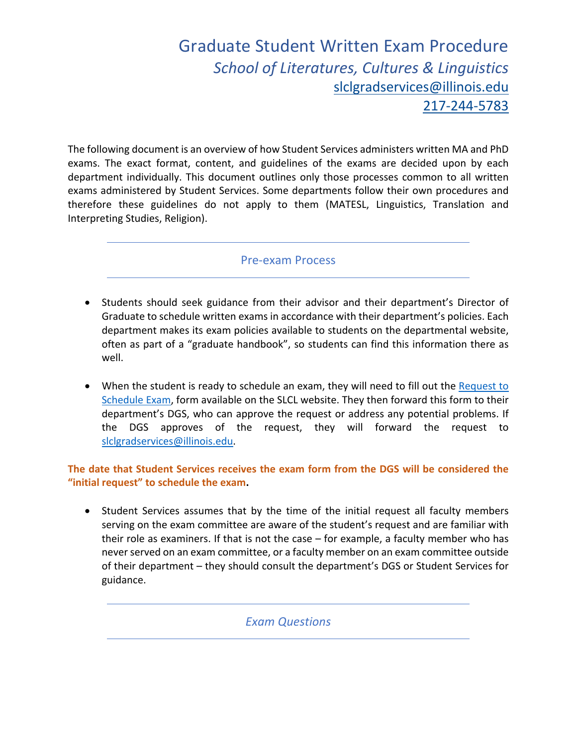# Graduate Student Written Exam Procedure

## *School of Literatures, Cultures & Linguistics*

[slclgradservices@illinois.edu](mailto:slclgradservices@illinois.edu)

[217-244-5783](tel:217-244-5783)

The following document is an overview of how Student Services administers written MA and PhD exams. The exact format, content, and guidelines of the exams are decided upon by each department individually. This document outlines only those processes common to all written exams administered by Student Services. Some departments follow their own procedures and therefore these guidelines do not apply to them (MATESL, Linguistics, Translation and Interpreting Studies, Religion).

## Pre-exam Process

- Students should seek guidance from their advisor and their department's Director of Graduate to schedule written exams in accordance with their department's policies. Each department makes its exam policies available to students on the departmental website, often as part of a "graduate handbook", so students can find this information there as well.

- When the student is ready to schedule an exam, they will need to fill out the Request to Schedule Exam, form available on the SLCL website. They then forward this form to their department's DGS, who can approve the request or address any potential problems. If the DGS approves of the request, they will forward the request to slclgradservices@illinois.edu.

**The date that Student Services receives the exam form from the DGS will be considered the "initial request" to schedule the exam.**

- Student Services assumes that by the time of the initial request all faculty members serving on the exam committee are aware of the student's request and are familiar with their role as examiners. If that is not the case – for example, a faculty member who has never served on an exam committee, or a faculty member on an exam committee outside of their department – they should consult the department's DGS or Student Services for guidance.

## *Exam Questions*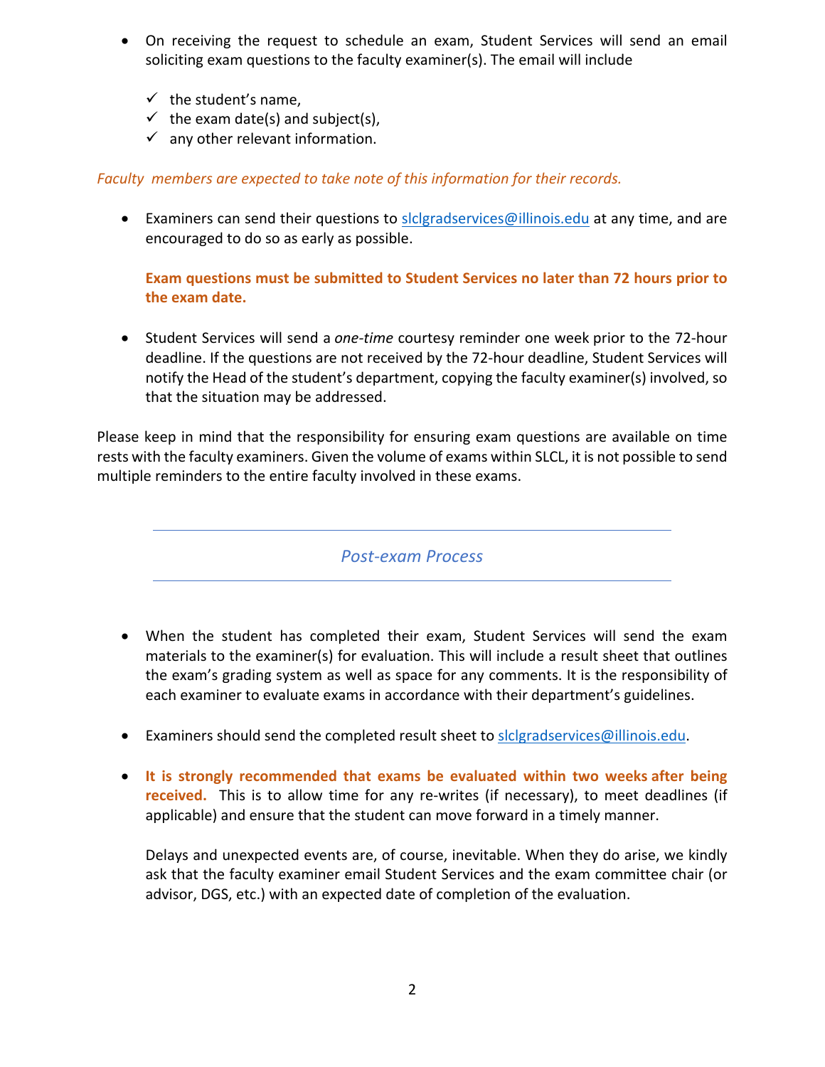- On receiving the request to schedule an exam, Student Services will send an email soliciting exam questions to the faculty examiner(s). The email will include
  - ✓ the student's name,
  - ✓ the exam date(s) and subject(s),
  - ✓ any other relevant information.

*Faculty members are expected to take note of this information for their records.*

- Examiners can send their questions to slclgradservices@illinois.edu at any time, and are encouraged to do so as early as possible.

  **Exam questions must be submitted to Student Services no later than 72 hours prior to the exam date.**

- Student Services will send a *one-time* courtesy reminder one week prior to the 72-hour deadline. If the questions are not received by the 72-hour deadline, Student Services will notify the Head of the student's department, copying the faculty examiner(s) involved, so that the situation may be addressed.

Please keep in mind that the responsibility for ensuring exam questions are available on time rests with the faculty examiners. Given the volume of exams within SLCL, it is not possible to send multiple reminders to the entire faculty involved in these exams.

## *Post-exam Process*

- When the student has completed their exam, Student Services will send the exam materials to the examiner(s) for evaluation. This will include a result sheet that outlines the exam's grading system as well as space for any comments. It is the responsibility of each examiner to evaluate exams in accordance with their department's guidelines.

- Examiners should send the completed result sheet to slclgradservices@illinois.edu.

- **It is strongly recommended that exams be evaluated within two weeks after being received.** This is to allow time for any re-writes (if necessary), to meet deadlines (if applicable) and ensure that the student can move forward in a timely manner.

  Delays and unexpected events are, of course, inevitable. When they do arise, we kindly ask that the faculty examiner email Student Services and the exam committee chair (or advisor, DGS, etc.) with an expected date of completion of the evaluation.